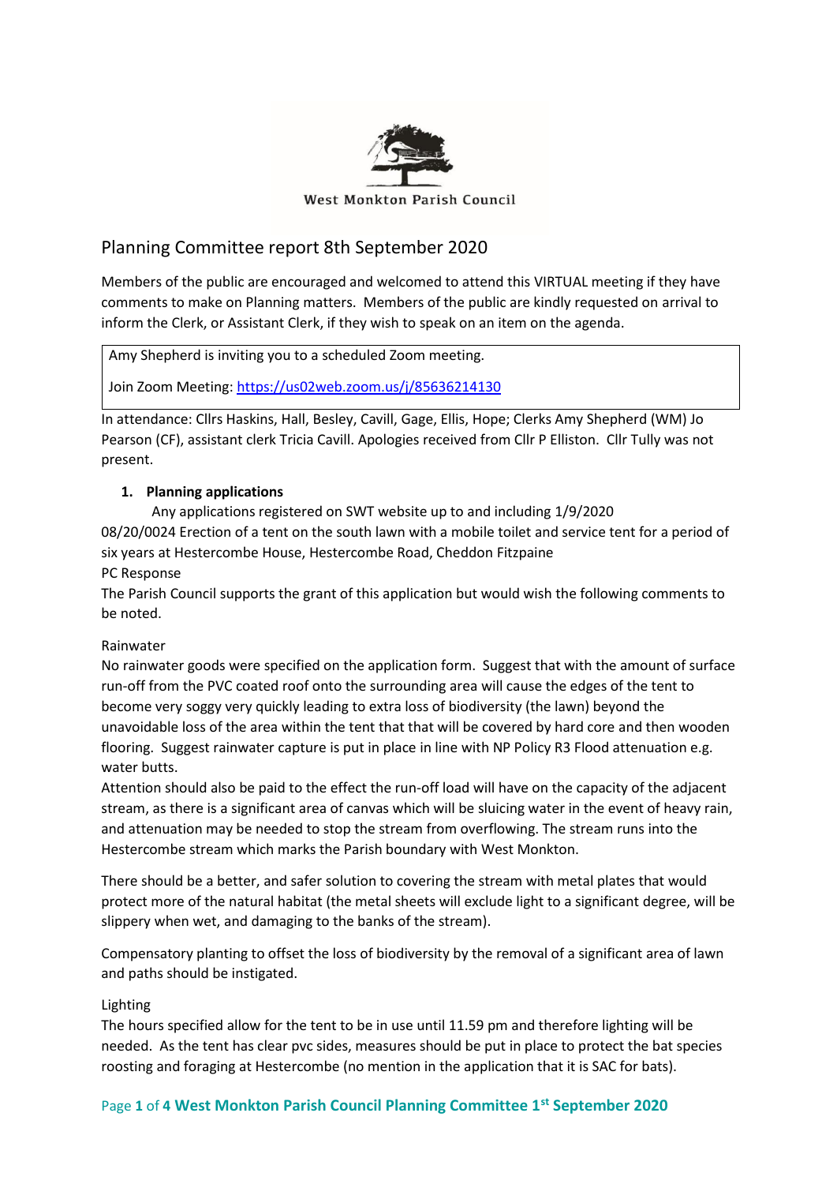West Monkton Parish Council

# Planning Committee report 8th September 2020

Members of the public are encouraged and welcomed to attend this VIRTUAL meeting if they have comments to make on Planning matters. Members of the public are kindly requested on arrival to inform the Clerk, or Assistant Clerk, if they wish to speak on an item on the agenda.

Amy Shepherd is inviting you to a scheduled Zoom meeting.

Join Zoom Meeting: https://us02web.zoom.us/j/85636214130

In attendance: Cllrs Haskins, Hall, Besley, Cavill, Gage, Ellis, Hope; Clerks Amy Shepherd (WM) Jo Pearson (CF), assistant clerk Tricia Cavill. Apologies received from Cllr P Elliston. Cllr Tully was not present.

1. **Planning applications**

Any applications registered on SWT website up to and including 1/9/2020

08/20/0024 Erection of a tent on the south lawn with a mobile toilet and service tent for a period of six years at Hestercombe House, Hestercombe Road, Cheddon Fitzpaine

PC Response

The Parish Council supports the grant of this application but would wish the following comments to be noted.

Rainwater

No rainwater goods were specified on the application form. Suggest that with the amount of surface run-off from the PVC coated roof onto the surrounding area will cause the edges of the tent to become very soggy very quickly leading to extra loss of biodiversity (the lawn) beyond the unavoidable loss of the area within the tent that that will be covered by hard core and then wooden flooring. Suggest rainwater capture is put in place in line with NP Policy R3 Flood attenuation e.g. water butts.

Attention should also be paid to the effect the run-off load will have on the capacity of the adjacent stream, as there is a significant area of canvas which will be sluicing water in the event of heavy rain, and attenuation may be needed to stop the stream from overflowing. The stream runs into the Hestercombe stream which marks the Parish boundary with West Monkton.

There should be a better, and safer solution to covering the stream with metal plates that would protect more of the natural habitat (the metal sheets will exclude light to a significant degree, will be slippery when wet, and damaging to the banks of the stream).

Compensatory planting to offset the loss of biodiversity by the removal of a significant area of lawn and paths should be instigated.

Lighting

The hours specified allow for the tent to be in use until 11.59 pm and therefore lighting will be needed. As the tent has clear pvc sides, measures should be put in place to protect the bat species roosting and foraging at Hestercombe (no mention in the application that it is SAC for bats).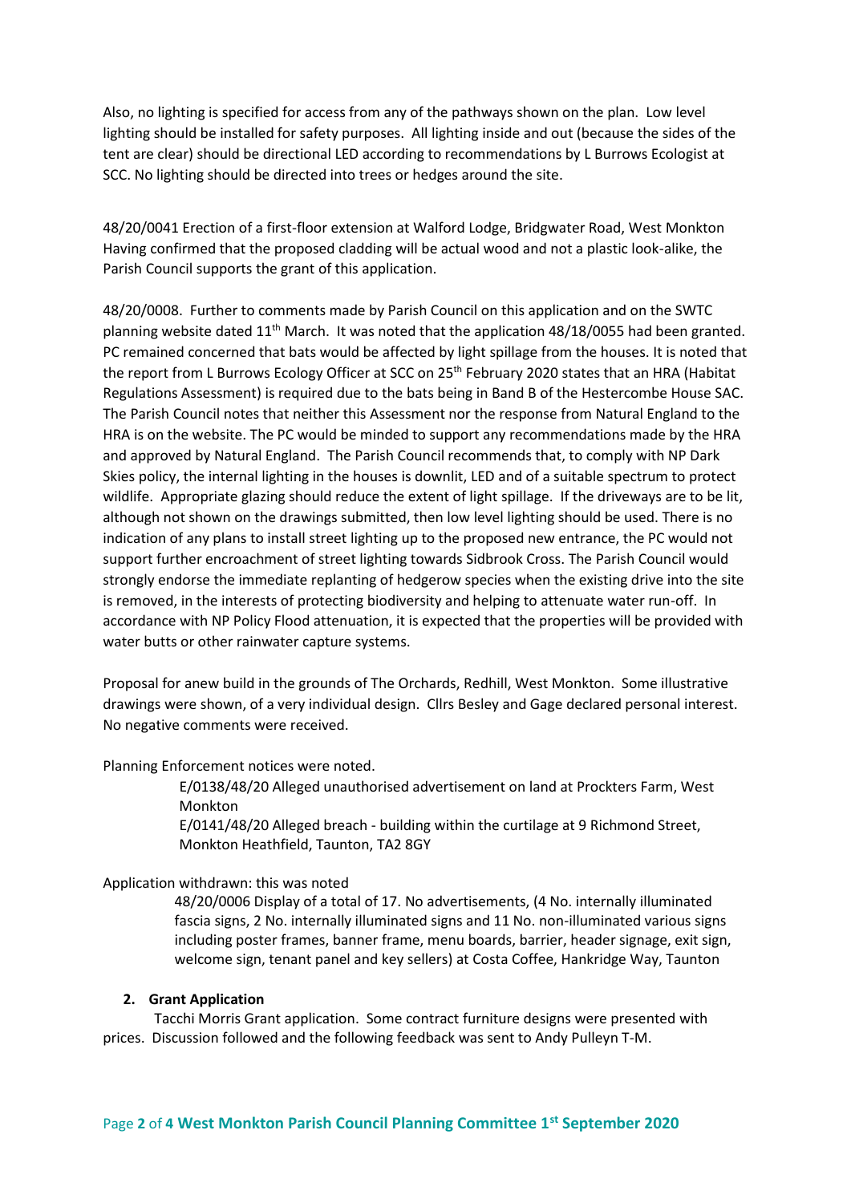Also, no lighting is specified for access from any of the pathways shown on the plan. Low level lighting should be installed for safety purposes. All lighting inside and out (because the sides of the tent are clear) should be directional LED according to recommendations by L Burrows Ecologist at SCC. No lighting should be directed into trees or hedges around the site.

48/20/0041 Erection of a first-floor extension at Walford Lodge, Bridgwater Road, West Monkton
Having confirmed that the proposed cladding will be actual wood and not a plastic look-alike, the Parish Council supports the grant of this application.

48/20/0008. Further to comments made by Parish Council on this application and on the SWTC planning website dated 11th March. It was noted that the application 48/18/0055 had been granted. PC remained concerned that bats would be affected by light spillage from the houses. It is noted that the report from L Burrows Ecology Officer at SCC on 25th February 2020 states that an HRA (Habitat Regulations Assessment) is required due to the bats being in Band B of the Hestercombe House SAC. The Parish Council notes that neither this Assessment nor the response from Natural England to the HRA is on the website. The PC would be minded to support any recommendations made by the HRA and approved by Natural England. The Parish Council recommends that, to comply with NP Dark Skies policy, the internal lighting in the houses is downlit, LED and of a suitable spectrum to protect wildlife. Appropriate glazing should reduce the extent of light spillage. If the driveways are to be lit, although not shown on the drawings submitted, then low level lighting should be used. There is no indication of any plans to install street lighting up to the proposed new entrance, the PC would not support further encroachment of street lighting towards Sidbrook Cross. The Parish Council would strongly endorse the immediate replanting of hedgerow species when the existing drive into the site is removed, in the interests of protecting biodiversity and helping to attenuate water run-off. In accordance with NP Policy Flood attenuation, it is expected that the properties will be provided with water butts or other rainwater capture systems.

Proposal for anew build in the grounds of The Orchards, Redhill, West Monkton. Some illustrative drawings were shown, of a very individual design. Cllrs Besley and Gage declared personal interest. No negative comments were received.

Planning Enforcement notices were noted.

> E/0138/48/20 Alleged unauthorised advertisement on land at Prockters Farm, West Monkton
> E/0141/48/20 Alleged breach - building within the curtilage at 9 Richmond Street, Monkton Heathfield, Taunton, TA2 8GY

Application withdrawn: this was noted

> 48/20/0006 Display of a total of 17. No advertisements, (4 No. internally illuminated fascia signs, 2 No. internally illuminated signs and 11 No. non-illuminated various signs including poster frames, banner frame, menu boards, barrier, header signage, exit sign, welcome sign, tenant panel and key sellers) at Costa Coffee, Hankridge Way, Taunton

2. **Grant Application**

Tacchi Morris Grant application. Some contract furniture designs were presented with prices. Discussion followed and the following feedback was sent to Andy Pulleyn T-M.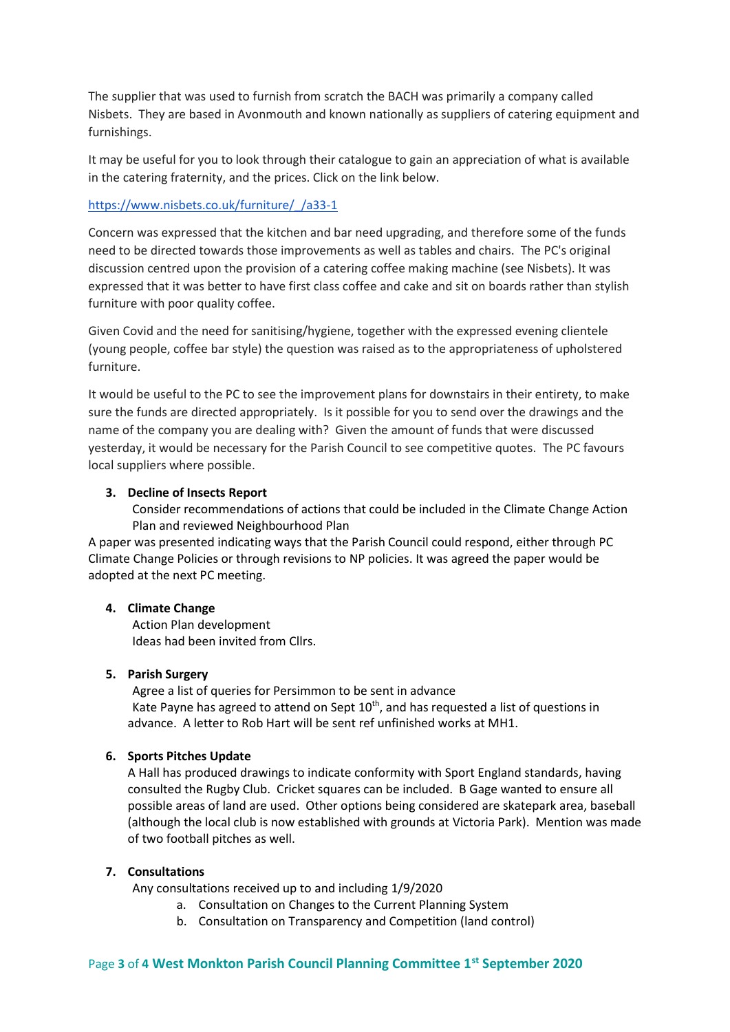The supplier that was used to furnish from scratch the BACH was primarily a company called Nisbets. They are based in Avonmouth and known nationally as suppliers of catering equipment and furnishings.

It may be useful for you to look through their catalogue to gain an appreciation of what is available in the catering fraternity, and the prices. Click on the link below.

https://www.nisbets.co.uk/furniture/_/a33-1

Concern was expressed that the kitchen and bar need upgrading, and therefore some of the funds need to be directed towards those improvements as well as tables and chairs. The PC's original discussion centred upon the provision of a catering coffee making machine (see Nisbets). It was expressed that it was better to have first class coffee and cake and sit on boards rather than stylish furniture with poor quality coffee.

Given Covid and the need for sanitising/hygiene, together with the expressed evening clientele (young people, coffee bar style) the question was raised as to the appropriateness of upholstered furniture.

It would be useful to the PC to see the improvement plans for downstairs in their entirety, to make sure the funds are directed appropriately. Is it possible for you to send over the drawings and the name of the company you are dealing with? Given the amount of funds that were discussed yesterday, it would be necessary for the Parish Council to see competitive quotes. The PC favours local suppliers where possible.

3. **Decline of Insects Report**
   Consider recommendations of actions that could be included in the Climate Change Action Plan and reviewed Neighbourhood Plan

A paper was presented indicating ways that the Parish Council could respond, either through PC Climate Change Policies or through revisions to NP policies. It was agreed the paper would be adopted at the next PC meeting.

4. **Climate Change**
   Action Plan development
   Ideas had been invited from Cllrs.

5. **Parish Surgery**
   Agree a list of queries for Persimmon to be sent in advance
   Kate Payne has agreed to attend on Sept 10th, and has requested a list of questions in advance. A letter to Rob Hart will be sent ref unfinished works at MH1.

6. **Sports Pitches Update**
   A Hall has produced drawings to indicate conformity with Sport England standards, having consulted the Rugby Club. Cricket squares can be included. B Gage wanted to ensure all possible areas of land are used. Other options being considered are skatepark area, baseball (although the local club is now established with grounds at Victoria Park). Mention was made of two football pitches as well.

7. **Consultations**
   Any consultations received up to and including 1/9/2020
   a. Consultation on Changes to the Current Planning System
   b. Consultation on Transparency and Competition (land control)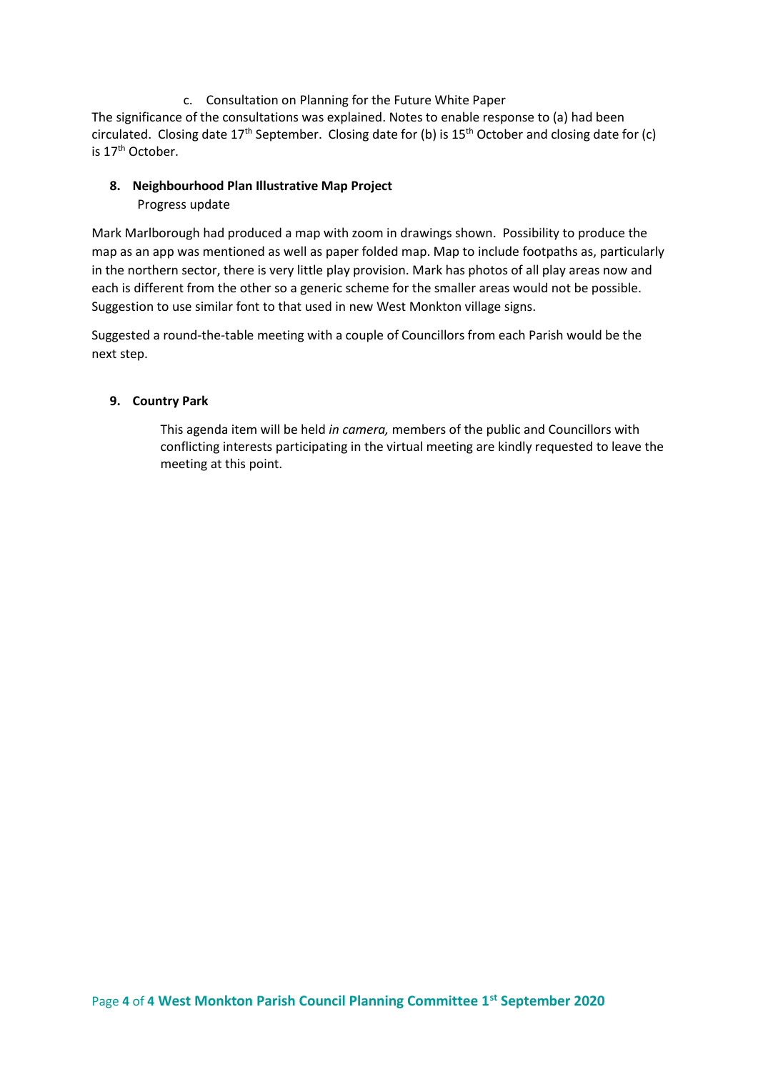c. Consultation on Planning for the Future White Paper

The significance of the consultations was explained. Notes to enable response to (a) had been circulated. Closing date 17th September. Closing date for (b) is 15th October and closing date for (c) is 17th October.

**8. Neighbourhood Plan Illustrative Map Project**

Progress update

Mark Marlborough had produced a map with zoom in drawings shown. Possibility to produce the map as an app was mentioned as well as paper folded map. Map to include footpaths as, particularly in the northern sector, there is very little play provision. Mark has photos of all play areas now and each is different from the other so a generic scheme for the smaller areas would not be possible. Suggestion to use similar font to that used in new West Monkton village signs.

Suggested a round-the-table meeting with a couple of Councillors from each Parish would be the next step.

**9. Country Park**

This agenda item will be held *in camera,* members of the public and Councillors with conflicting interests participating in the virtual meeting are kindly requested to leave the meeting at this point.